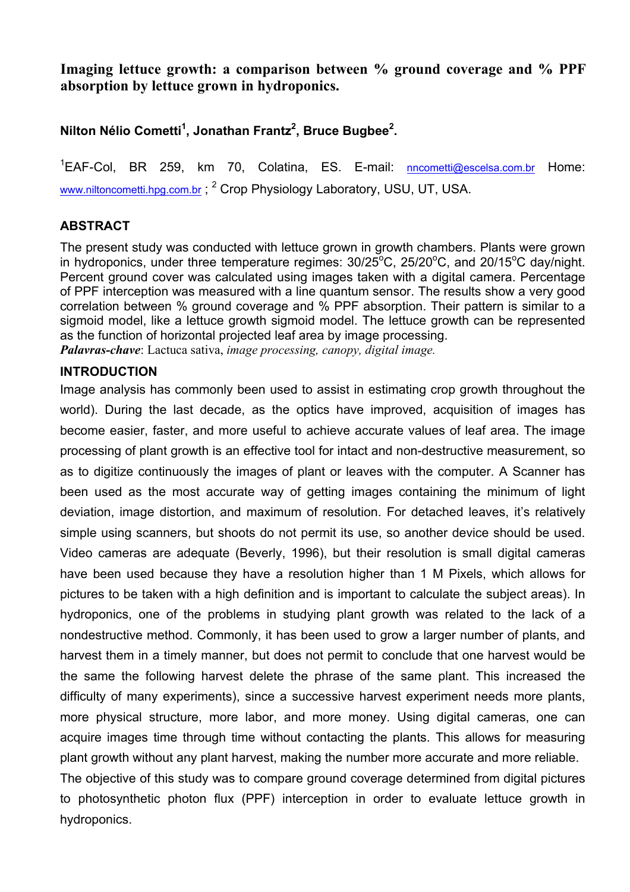# Imaging lettuce growth: a comparison between % ground coverage and % PPF absorption by lettuce grown in hydroponics.

**Nilton Nélio Cometti[1], Jonathan Frantz[2], Bruce Bugbee[2].**

[1]EAF-Col, BR 259, km 70, Colatina, ES. E-mail: nncometti@escelsa.com.br Home: www.niltoncometti.hpg.com.br ; [2] Crop Physiology Laboratory, USU, UT, USA.

## ABSTRACT

The present study was conducted with lettuce grown in growth chambers. Plants were grown in hydroponics, under three temperature regimes: 30/25°C, 25/20°C, and 20/15°C day/night. Percent ground cover was calculated using images taken with a digital camera. Percentage of PPF interception was measured with a line quantum sensor. The results show a very good correlation between % ground coverage and % PPF absorption. Their pattern is similar to a sigmoid model, like a lettuce growth sigmoid model. The lettuce growth can be represented as the function of horizontal projected leaf area by image processing.

***Palavras-chave***: Lactuca sativa, *image processing, canopy, digital image.*

## INTRODUCTION

Image analysis has commonly been used to assist in estimating crop growth throughout the world). During the last decade, as the optics have improved, acquisition of images has become easier, faster, and more useful to achieve accurate values of leaf area. The image processing of plant growth is an effective tool for intact and non-destructive measurement, so as to digitize continuously the images of plant or leaves with the computer. A Scanner has been used as the most accurate way of getting images containing the minimum of light deviation, image distortion, and maximum of resolution. For detached leaves, it's relatively simple using scanners, but shoots do not permit its use, so another device should be used. Video cameras are adequate (Beverly, 1996), but their resolution is small digital cameras have been used because they have a resolution higher than 1 M Pixels, which allows for pictures to be taken with a high definition and is important to calculate the subject areas). In hydroponics, one of the problems in studying plant growth was related to the lack of a nondestructive method. Commonly, it has been used to grow a larger number of plants, and harvest them in a timely manner, but does not permit to conclude that one harvest would be the same the following harvest delete the phrase of the same plant. This increased the difficulty of many experiments), since a successive harvest experiment needs more plants, more physical structure, more labor, and more money. Using digital cameras, one can acquire images time through time without contacting the plants. This allows for measuring plant growth without any plant harvest, making the number more accurate and more reliable.

The objective of this study was to compare ground coverage determined from digital pictures to photosynthetic photon flux (PPF) interception in order to evaluate lettuce growth in hydroponics.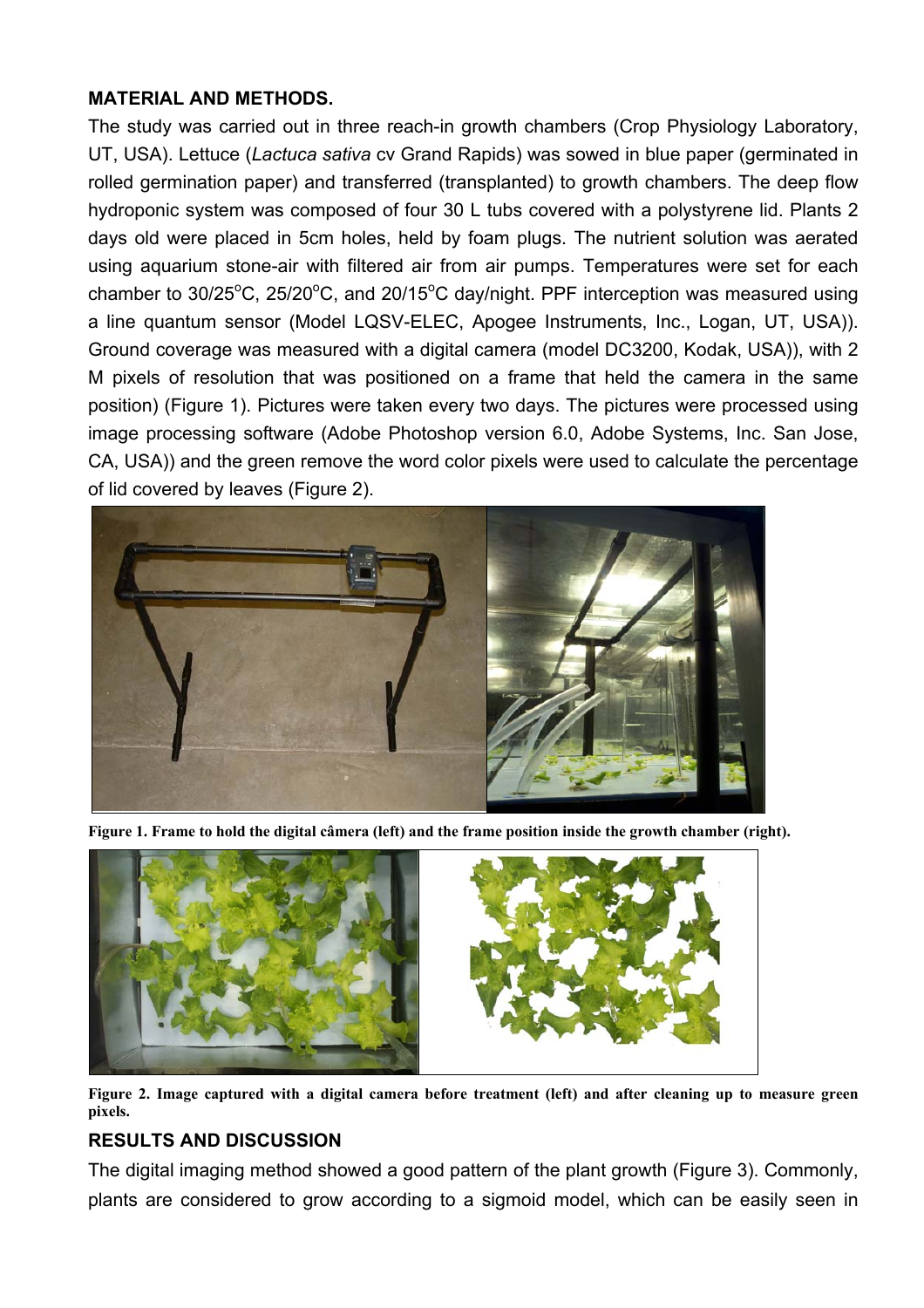## MATERIAL AND METHODS.

The study was carried out in three reach-in growth chambers (Crop Physiology Laboratory, UT, USA). Lettuce (*Lactuca sativa* cv Grand Rapids) was sowed in blue paper (germinated in rolled germination paper) and transferred (transplanted) to growth chambers. The deep flow hydroponic system was composed of four 30 L tubs covered with a polystyrene lid. Plants 2 days old were placed in 5cm holes, held by foam plugs. The nutrient solution was aerated using aquarium stone-air with filtered air from air pumps. Temperatures were set for each chamber to 30/25$^{o}$C, 25/20$^{o}$C, and 20/15$^{o}$C day/night. PPF interception was measured using a line quantum sensor (Model LQSV-ELEC, Apogee Instruments, Inc., Logan, UT, USA)). Ground coverage was measured with a digital camera (model DC3200, Kodak, USA)), with 2 M pixels of resolution that was positioned on a frame that held the camera in the same position) (Figure 1). Pictures were taken every two days. The pictures were processed using image processing software (Adobe Photoshop version 6.0, Adobe Systems, Inc. San Jose, CA, USA)) and the green remove the word color pixels were used to calculate the percentage of lid covered by leaves (Figure 2).

**Figure 1. Frame to hold the digital câmera (left) and the frame position inside the growth chamber (right).**

**Figure 2. Image captured with a digital camera before treatment (left) and after cleaning up to measure green pixels.**

## RESULTS AND DISCUSSION

The digital imaging method showed a good pattern of the plant growth (Figure 3). Commonly, plants are considered to grow according to a sigmoid model, which can be easily seen in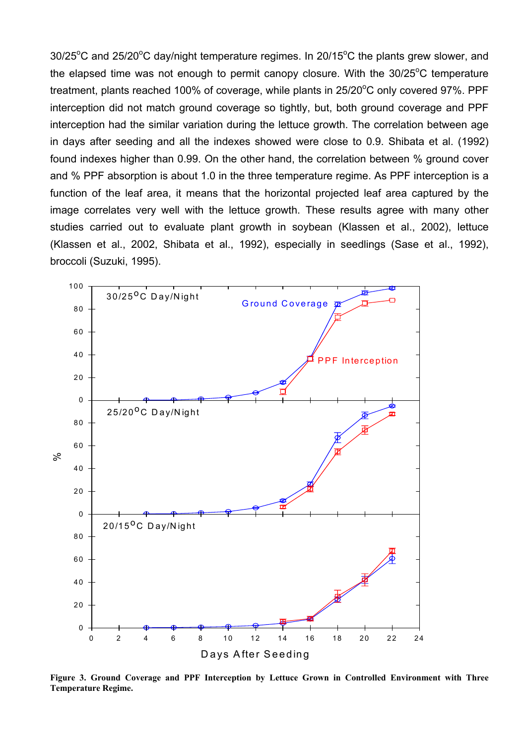30/25°C and 25/20°C day/night temperature regimes. In 20/15°C the plants grew slower, and the elapsed time was not enough to permit canopy closure. With the 30/25°C temperature treatment, plants reached 100% of coverage, while plants in 25/20°C only covered 97%. PPF interception did not match ground coverage so tightly, but, both ground coverage and PPF interception had the similar variation during the lettuce growth. The correlation between age in days after seeding and all the indexes showed were close to 0.9. Shibata et al. (1992) found indexes higher than 0.99. On the other hand, the correlation between % ground cover and % PPF absorption is about 1.0 in the three temperature regime. As PPF interception is a function of the leaf area, it means that the horizontal projected leaf area captured by the image correlates very well with the lettuce growth. These results agree with many other studies carried out to evaluate plant growth in soybean (Klassen et al., 2002), lettuce (Klassen et al., 2002, Shibata et al., 1992), especially in seedlings (Sase et al., 1992), broccoli (Suzuki, 1995).

**Figure 3. Ground Coverage and PPF Interception by Lettuce Grown in Controlled Environment with Three Temperature Regime.**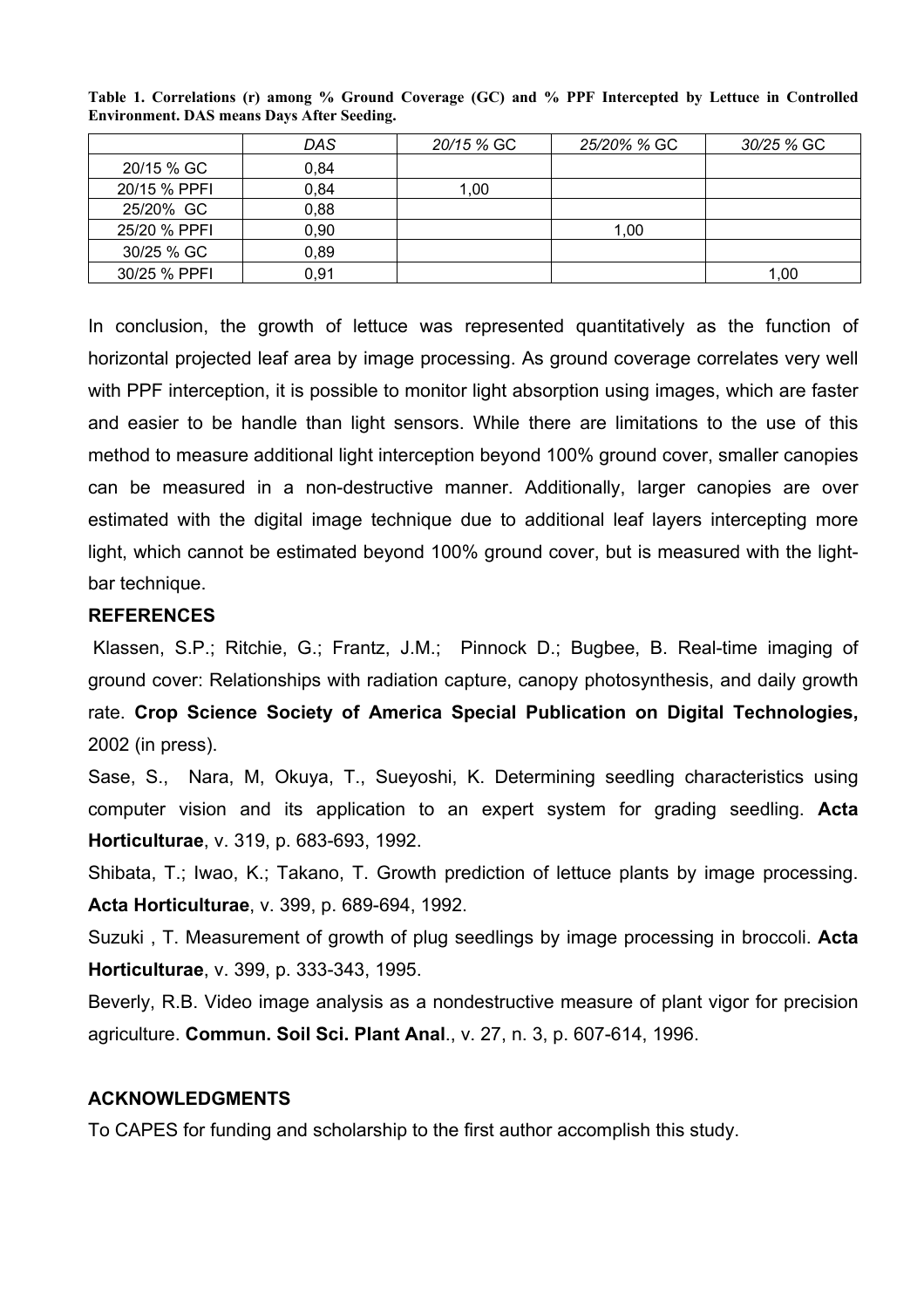**Table 1. Correlations (r) among % Ground Coverage (GC) and % PPF Intercepted by Lettuce in Controlled Environment. DAS means Days After Seeding.**

| | *DAS* | *20/15 %* GC | *25/20% %* GC | *30/25 %* GC |
|---|---|---|---|---|
| 20/15 % GC | 0,84 | | | |
| 20/15 % PPFI | 0,84 | 1,00 | | |
| 25/20% GC | 0,88 | | | |
| 25/20 % PPFI | 0,90 | | 1,00 | |
| 30/25 % GC | 0,89 | | | |
| 30/25 % PPFI | 0,91 | | | 1,00 |

In conclusion, the growth of lettuce was represented quantitatively as the function of horizontal projected leaf area by image processing. As ground coverage correlates very well with PPF interception, it is possible to monitor light absorption using images, which are faster and easier to be handle than light sensors. While there are limitations to the use of this method to measure additional light interception beyond 100% ground cover, smaller canopies can be measured in a non-destructive manner. Additionally, larger canopies are over estimated with the digital image technique due to additional leaf layers intercepting more light, which cannot be estimated beyond 100% ground cover, but is measured with the light-bar technique.

**REFERENCES**

Klassen, S.P.; Ritchie, G.; Frantz, J.M.; Pinnock D.; Bugbee, B. Real-time imaging of ground cover: Relationships with radiation capture, canopy photosynthesis, and daily growth rate. **Crop Science Society of America Special Publication on Digital Technologies,** 2002 (in press).

Sase, S., Nara, M, Okuya, T., Sueyoshi, K. Determining seedling characteristics using computer vision and its application to an expert system for grading seedling. **Acta Horticulturae**, v. 319, p. 683-693, 1992.

Shibata, T.; Iwao, K.; Takano, T. Growth prediction of lettuce plants by image processing. **Acta Horticulturae**, v. 399, p. 689-694, 1992.

Suzuki , T. Measurement of growth of plug seedlings by image processing in broccoli. **Acta Horticulturae**, v. 399, p. 333-343, 1995.

Beverly, R.B. Video image analysis as a nondestructive measure of plant vigor for precision agriculture. **Commun. Soil Sci. Plant Anal**., v. 27, n. 3, p. 607-614, 1996.

**ACKNOWLEDGMENTS**

To CAPES for funding and scholarship to the first author accomplish this study.